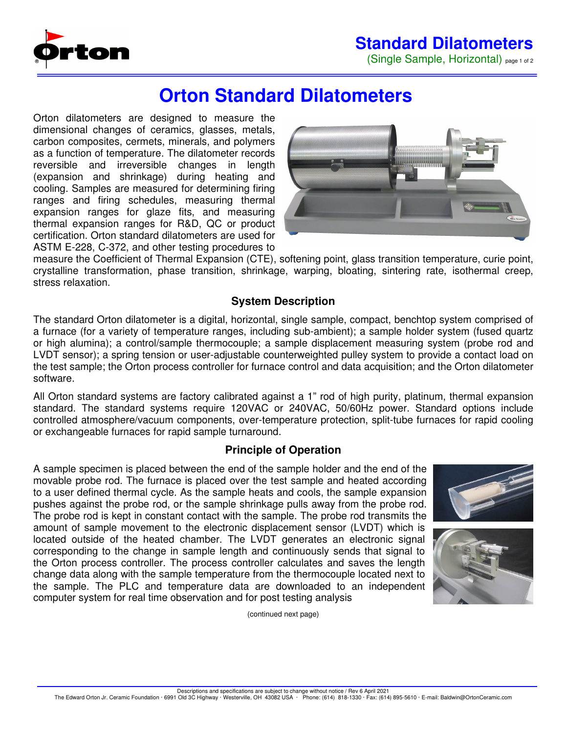# Orton Standard Dilatometers

Orton dilatometers are designed to measure the dimensional changes of ceramics, glasses, metals, carbon composites, cermets, minerals, and polymers as a function of temperature. The dilatometer records reversible and irreversible changes in length (expansion and shrinkage) during heating and cooling. Samples are measured for determining firing ranges and firing schedules, measuring thermal expansion ranges for glaze fits, and measuring thermal expansion ranges for R&D, QC or product certification. Orton standard dilatometers are used for ASTM E-228, C-372, and other testing procedures to measure the Coefficient of Thermal Expansion (CTE), softening point, glass transition temperature, curie point, crystalline transformation, phase transition, shrinkage, warping, bloating, sintering rate, isothermal creep, stress relaxation.

### System Description

The standard Orton dilatometer is a digital, horizontal, single sample, compact, benchtop system comprised of a furnace (for a variety of temperature ranges, including sub-ambient); a sample holder system (fused quartz or high alumina); a control/sample thermocouple; a sample displacement measuring system (probe rod and LVDT sensor); a spring tension or user-adjustable counterweighted pulley system to provide a contact load on the test sample; the Orton process controller for furnace control and data acquisition; and the Orton dilatometer software.

All Orton standard systems are factory calibrated against a 1" rod of high purity, platinum, thermal expansion standard. The standard systems require 120VAC or 240VAC, 50/60Hz power. Standard options include controlled atmosphere/vacuum components, over-temperature protection, split-tube furnaces for rapid cooling or exchangeable furnaces for rapid sample turnaround.

### Principle of Operation

A sample specimen is placed between the end of the sample holder and the end of the movable probe rod. The furnace is placed over the test sample and heated according to a user defined thermal cycle. As the sample heats and cools, the sample expansion pushes against the probe rod, or the sample shrinkage pulls away from the probe rod. The probe rod is kept in constant contact with the sample. The probe rod transmits the amount of sample movement to the electronic displacement sensor (LVDT) which is located outside of the heated chamber. The LVDT generates an electronic signal corresponding to the change in sample length and continuously sends that signal to the Orton process controller. The process controller calculates and saves the length change data along with the sample temperature from the thermocouple located next to the sample. The PLC and temperature data are downloaded to an independent computer system for real time observation and for post testing analysis

(continued next page)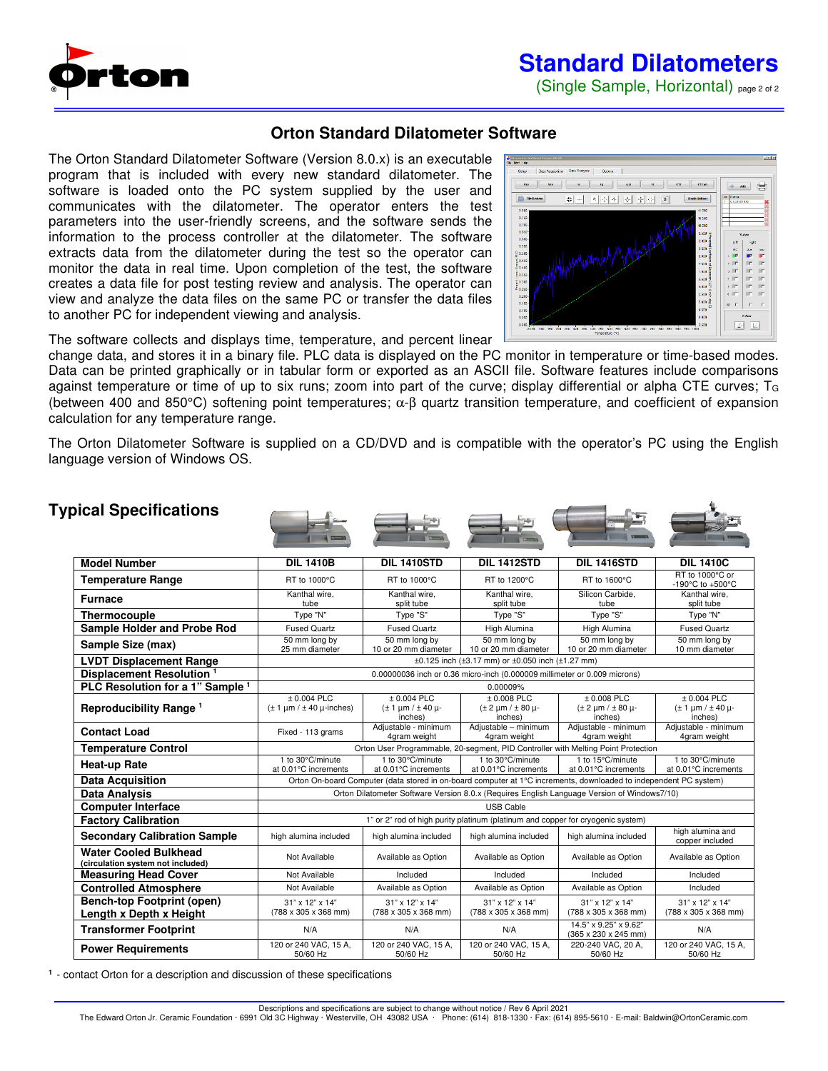# Standard Dilatometers

(Single Sample, Horizontal)

## Orton Standard Dilatometer Software

The Orton Standard Dilatometer Software (Version 8.0.x) is an executable program that is included with every new standard dilatometer. The software is loaded onto the PC system supplied by the user and communicates with the dilatometer. The operator enters the test parameters into the user-friendly screens, and the software sends the information to the process controller at the dilatometer. The software extracts data from the dilatometer during the test so the operator can monitor the data in real time. Upon completion of the test, the software creates a data file for post testing review and analysis. The operator can view and analyze the data files on the same PC or transfer the data files to another PC for independent viewing and analysis.

The software collects and displays time, temperature, and percent linear change data, and stores it in a binary file. PLC data is displayed on the PC monitor in temperature or time-based modes. Data can be printed graphically or in tabular form or exported as an ASCII file. Software features include comparisons against temperature or time of up to six runs; zoom into part of the curve; display differential or alpha CTE curves; $T_G$ (between 400 and 850°C) softening point temperatures; α-β quartz transition temperature, and coefficient of expansion calculation for any temperature range.

The Orton Dilatometer Software is supplied on a CD/DVD and is compatible with the operator's PC using the English language version of Windows OS.

## Typical Specifications

| Model Number | DIL 1410B | DIL 1410STD | DIL 1412STD | DIL 1416STD | DIL 1410C |
|---|---|---|---|---|---|
| Temperature Range | RT to 1000°C | RT to 1000°C | RT to 1200°C | RT to 1600°C | RT to 1000°C or -190°C to +500°C |
| Furnace | Kanthal wire, tube | Kanthal wire, split tube | Kanthal wire, split tube | Silicon Carbide, tube | Kanthal wire, split tube |
| Thermocouple | Type "N" | Type "S" | Type "S" | Type "S" | Type "N" |
| Sample Holder and Probe Rod | Fused Quartz | Fused Quartz | High Alumina | High Alumina | Fused Quartz |
| Sample Size (max) | 50 mm long by 25 mm diameter | 50 mm long by 10 or 20 mm diameter | 50 mm long by 10 or 20 mm diameter | 50 mm long by 10 or 20 mm diameter | 50 mm long by 10 mm diameter |
| LVDT Displacement Range | ±0.125 inch (±3.17 mm) or ±0.050 inch (±1.27 mm) | | | | |
| Displacement Resolution [1] | 0.00000036 inch or 0.36 micro-inch (0.000009 millimeter or 0.009 microns) | | | | |
| PLC Resolution for a 1" Sample [1] | 0.00009% | | | | |
| Reproducibility Range [1] | ± 0.004 PLC (± 1 µm / ± 40 µ-inches) | ± 0.004 PLC (± 1 µm / ± 40 µ-inches) | ± 0.008 PLC (± 2 µm / ± 80 µ-inches) | ± 0.008 PLC (± 2 µm / ± 80 µ-inches) | ± 0.004 PLC (± 1 µm / ± 40 µ-inches) |
| Contact Load | Fixed - 113 grams | Adjustable - minimum 4gram weight | Adjustable – minimum 4gram weight | Adjustable - minimum 4gram weight | Adjustable - minimum 4gram weight |
| Temperature Control | Orton User Programmable, 20-segment, PID Controller with Melting Point Protection | | | | |
| Heat-up Rate | 1 to 30°C/minute at 0.01°C increments | 1 to 30°C/minute at 0.01°C increments | 1 to 30°C/minute at 0.01°C increments | 1 to 15°C/minute at 0.01°C increments | 1 to 30°C/minute at 0.01°C increments |
| Data Acquisition | Orton On-board Computer (data stored in on-board computer at 1°C increments, downloaded to independent PC system) | | | | |
| Data Analysis | Orton Dilatometer Software Version 8.0.x (Requires English Language Version of Windows7/10) | | | | |
| Computer Interface | USB Cable | | | | |
| Factory Calibration | 1" or 2" rod of high purity platinum (platinum and copper for cryogenic system) | | | | |
| Secondary Calibration Sample | high alumina included | high alumina included | high alumina included | high alumina included | high alumina and copper included |
| Water Cooled Bulkhead (circulation system not included) | Not Available | Available as Option | Available as Option | Available as Option | Available as Option |
| Measuring Head Cover | Not Available | Included | Included | Included | Included |
| Controlled Atmosphere | Not Available | Available as Option | Available as Option | Available as Option | Included |
| Bench-top Footprint (open) Length x Depth x Height | 31" x 12" x 14" (788 x 305 x 368 mm) | 31" x 12" x 14" (788 x 305 x 368 mm) | 31" x 12" x 14" (788 x 305 x 368 mm) | 31" x 12" x 14" (788 x 305 x 368 mm) | 31" x 12" x 14" (788 x 305 x 368 mm) |
| Transformer Footprint | N/A | N/A | N/A | 14.5" x 9.25" x 9.62" (365 x 230 x 245 mm) | N/A |
| Power Requirements | 120 or 240 VAC, 15 A, 50/60 Hz | 120 or 240 VAC, 15 A, 50/60 Hz | 120 or 240 VAC, 15 A, 50/60 Hz | 220-240 VAC, 20 A, 50/60 Hz | 120 or 240 VAC, 15 A, 50/60 Hz |

[1] - contact Orton for a description and discussion of these specifications

Descriptions and specifications are subject to change without notice / Rev 6 April 2021

The Edward Orton Jr. Ceramic Foundation · 6991 Old 3C Highway · Westerville, OH 43082 USA · Phone: (614) 818-1330 · Fax: (614) 895-5610 · E-mail: Baldwin@OrtonCeramic.com